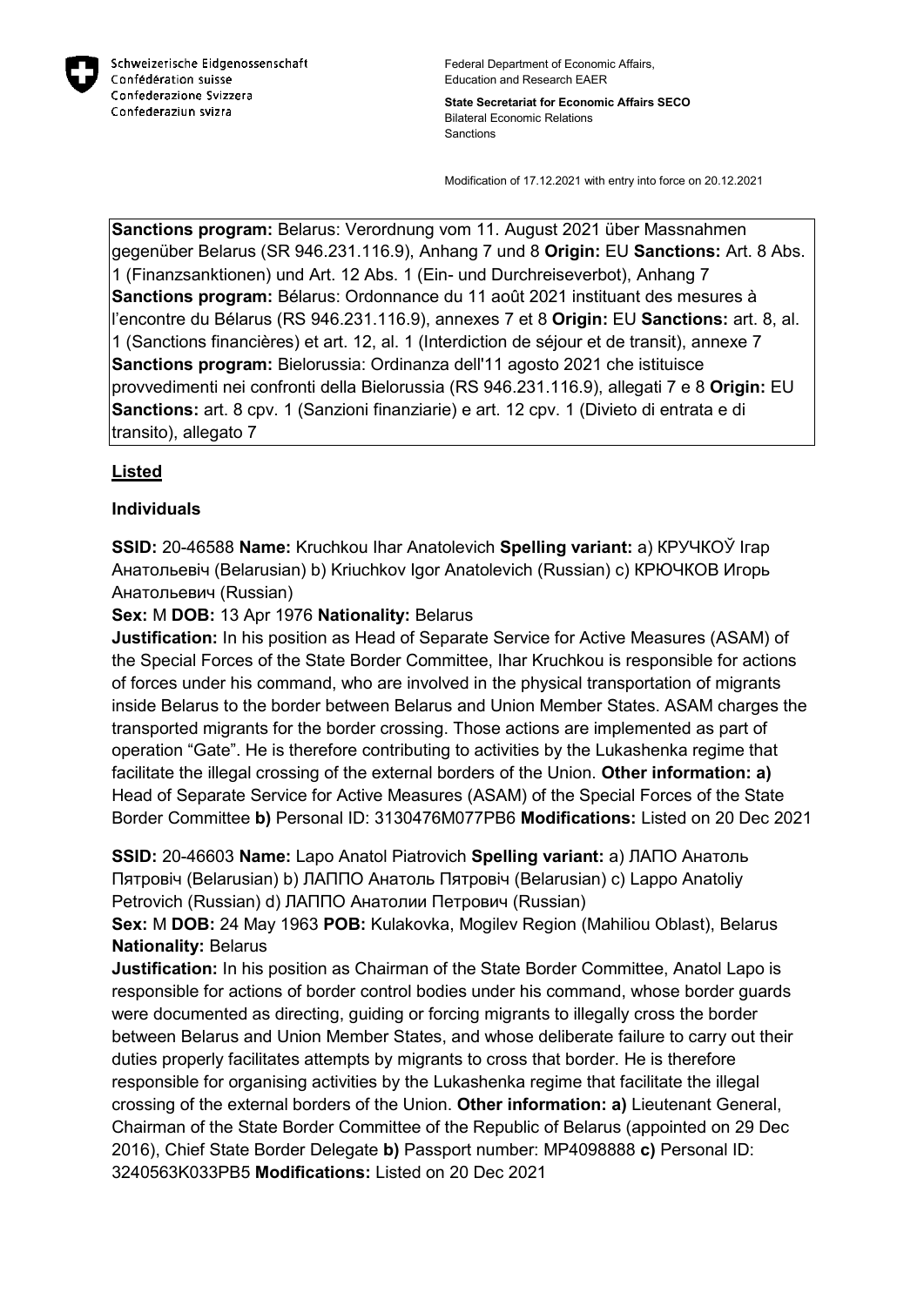Schweizerische Eidgenossenschaft
Confédération suisse
Confederazione Svizzera
Confederaziun svizra

Federal Department of Economic Affairs, Education and Research EAER

**State Secretariat for Economic Affairs SECO**
Bilateral Economic Relations
Sanctions

Modification of 17.12.2021 with entry into force on 20.12.2021

**Sanctions program:** Belarus: Verordnung vom 11. August 2021 über Massnahmen gegenüber Belarus (SR 946.231.116.9), Anhang 7 und 8 **Origin:** EU **Sanctions:** Art. 8 Abs. 1 (Finanzsanktionen) und Art. 12 Abs. 1 (Ein- und Durchreiseverbot), Anhang 7
**Sanctions program:** Bélarus: Ordonnance du 11 août 2021 instituant des mesures à l'encontre du Bélarus (RS 946.231.116.9), annexes 7 et 8 **Origin:** EU **Sanctions:** art. 8, al. 1 (Sanctions financières) et art. 12, al. 1 (Interdiction de séjour et de transit), annexe 7
**Sanctions program:** Bielorussia: Ordinanza dell'11 agosto 2021 che istituisce provvedimenti nei confronti della Bielorussia (RS 946.231.116.9), allegati 7 e 8 **Origin:** EU **Sanctions:** art. 8 cpv. 1 (Sanzioni finanziarie) e art. 12 cpv. 1 (Divieto di entrata e di transito), allegato 7

## Listed

### Individuals

**SSID:** 20-46588 **Name:** Kruchkou Ihar Anatolevich **Spelling variant:** a) КРУЧКОЎ Ігар Анатольевіч (Belarusian) b) Kriuchkov Igor Anatolevich (Russian) c) КРЮЧКОВ Игорь Анатольевич (Russian)
**Sex:** M **DOB:** 13 Apr 1976 **Nationality:** Belarus
**Justification:** In his position as Head of Separate Service for Active Measures (ASAM) of the Special Forces of the State Border Committee, Ihar Kruchkou is responsible for actions of forces under his command, who are involved in the physical transportation of migrants inside Belarus to the border between Belarus and Union Member States. ASAM charges the transported migrants for the border crossing. Those actions are implemented as part of operation "Gate". He is therefore contributing to activities by the Lukashenka regime that facilitate the illegal crossing of the external borders of the Union. **Other information: a)** Head of Separate Service for Active Measures (ASAM) of the Special Forces of the State Border Committee **b)** Personal ID: 3130476M077PB6 **Modifications:** Listed on 20 Dec 2021

**SSID:** 20-46603 **Name:** Lapo Anatol Piatrovich **Spelling variant:** a) ЛАПО Анатоль Пятровіч (Belarusian) b) ЛАППО Анатоль Пятровіч (Belarusian) c) Lappo Anatoliy Petrovich (Russian) d) ЛАППО Анатолии Петрович (Russian)
**Sex:** M **DOB:** 24 May 1963 **POB:** Kulakovka, Mogilev Region (Mahiliou Oblast), Belarus **Nationality:** Belarus
**Justification:** In his position as Chairman of the State Border Committee, Anatol Lapo is responsible for actions of border control bodies under his command, whose border guards were documented as directing, guiding or forcing migrants to illegally cross the border between Belarus and Union Member States, and whose deliberate failure to carry out their duties properly facilitates attempts by migrants to cross that border. He is therefore responsible for organising activities by the Lukashenka regime that facilitate the illegal crossing of the external borders of the Union. **Other information: a)** Lieutenant General, Chairman of the State Border Committee of the Republic of Belarus (appointed on 29 Dec 2016), Chief State Border Delegate **b)** Passport number: MP4098888 **c)** Personal ID: 3240563K033PB5 **Modifications:** Listed on 20 Dec 2021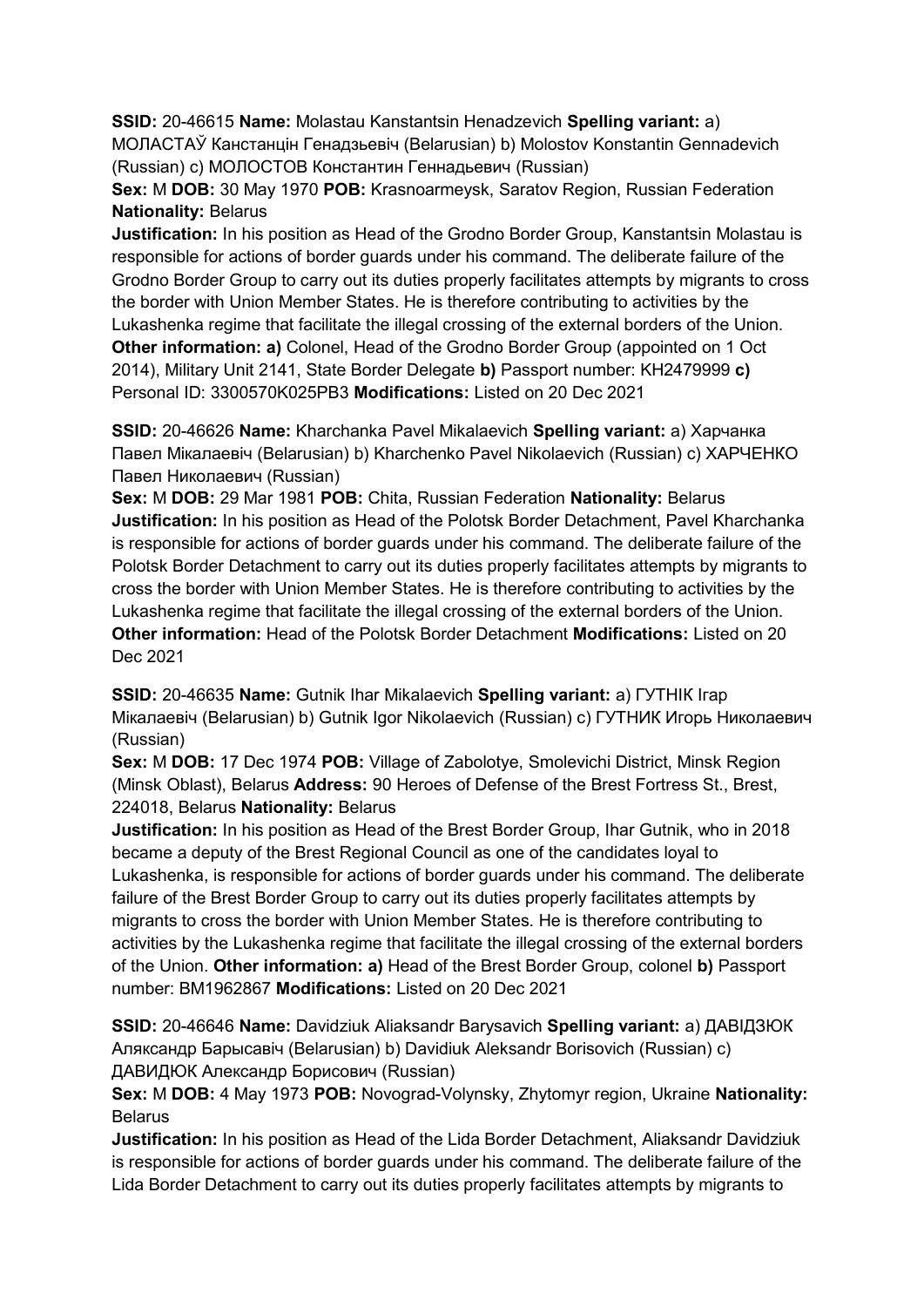**SSID:** 20-46615 **Name:** Molastau Kanstantsin Henadzevich **Spelling variant:** a) МОЛАСТАЎ Канстанцін Генадзьевіч (Belarusian) b) Molostov Konstantin Gennadevich (Russian) c) МОЛОСТОВ Константин Геннадьевич (Russian)
**Sex:** M **DOB:** 30 May 1970 **POB:** Krasnoarmeysk, Saratov Region, Russian Federation **Nationality:** Belarus
**Justification:** In his position as Head of the Grodno Border Group, Kanstantsin Molastau is responsible for actions of border guards under his command. The deliberate failure of the Grodno Border Group to carry out its duties properly facilitates attempts by migrants to cross the border with Union Member States. He is therefore contributing to activities by the Lukashenka regime that facilitate the illegal crossing of the external borders of the Union. **Other information: a)** Colonel, Head of the Grodno Border Group (appointed on 1 Oct 2014), Military Unit 2141, State Border Delegate **b)** Passport number: KH2479999 **c)** Personal ID: 3300570K025PB3 **Modifications:** Listed on 20 Dec 2021

**SSID:** 20-46626 **Name:** Kharchanka Pavel Mikalaevich **Spelling variant:** a) Харчанка Павел Мікалаевіч (Belarusian) b) Kharchenko Pavel Nikolaevich (Russian) c) ХАРЧЕНКО Павел Николаевич (Russian)
**Sex:** M **DOB:** 29 Mar 1981 **POB:** Chita, Russian Federation **Nationality:** Belarus
**Justification:** In his position as Head of the Polotsk Border Detachment, Pavel Kharchanka is responsible for actions of border guards under his command. The deliberate failure of the Polotsk Border Detachment to carry out its duties properly facilitates attempts by migrants to cross the border with Union Member States. He is therefore contributing to activities by the Lukashenka regime that facilitate the illegal crossing of the external borders of the Union. **Other information:** Head of the Polotsk Border Detachment **Modifications:** Listed on 20 Dec 2021

**SSID:** 20-46635 **Name:** Gutnik Ihar Mikalaevich **Spelling variant:** a) ГУТНІК Ігар Мікалаевіч (Belarusian) b) Gutnik Igor Nikolaevich (Russian) c) ГУТНИК Игорь Николаевич (Russian)
**Sex:** M **DOB:** 17 Dec 1974 **POB:** Village of Zabolotye, Smolevichi District, Minsk Region (Minsk Oblast), Belarus **Address:** 90 Heroes of Defense of the Brest Fortress St., Brest, 224018, Belarus **Nationality:** Belarus
**Justification:** In his position as Head of the Brest Border Group, Ihar Gutnik, who in 2018 became a deputy of the Brest Regional Council as one of the candidates loyal to Lukashenka, is responsible for actions of border guards under his command. The deliberate failure of the Brest Border Group to carry out its duties properly facilitates attempts by migrants to cross the border with Union Member States. He is therefore contributing to activities by the Lukashenka regime that facilitate the illegal crossing of the external borders of the Union. **Other information: a)** Head of the Brest Border Group, colonel **b)** Passport number: BM1962867 **Modifications:** Listed on 20 Dec 2021

**SSID:** 20-46646 **Name:** Davidziuk Aliaksandr Barysavich **Spelling variant:** a) ДАВІДЗЮК Аляксандр Барысавіч (Belarusian) b) Davidiuk Aleksandr Borisovich (Russian) c) ДАВИДЮК Александр Борисович (Russian)
**Sex:** M **DOB:** 4 May 1973 **POB:** Novograd-Volynsky, Zhytomyr region, Ukraine **Nationality:** Belarus
**Justification:** In his position as Head of the Lida Border Detachment, Aliaksandr Davidziuk is responsible for actions of border guards under his command. The deliberate failure of the Lida Border Detachment to carry out its duties properly facilitates attempts by migrants to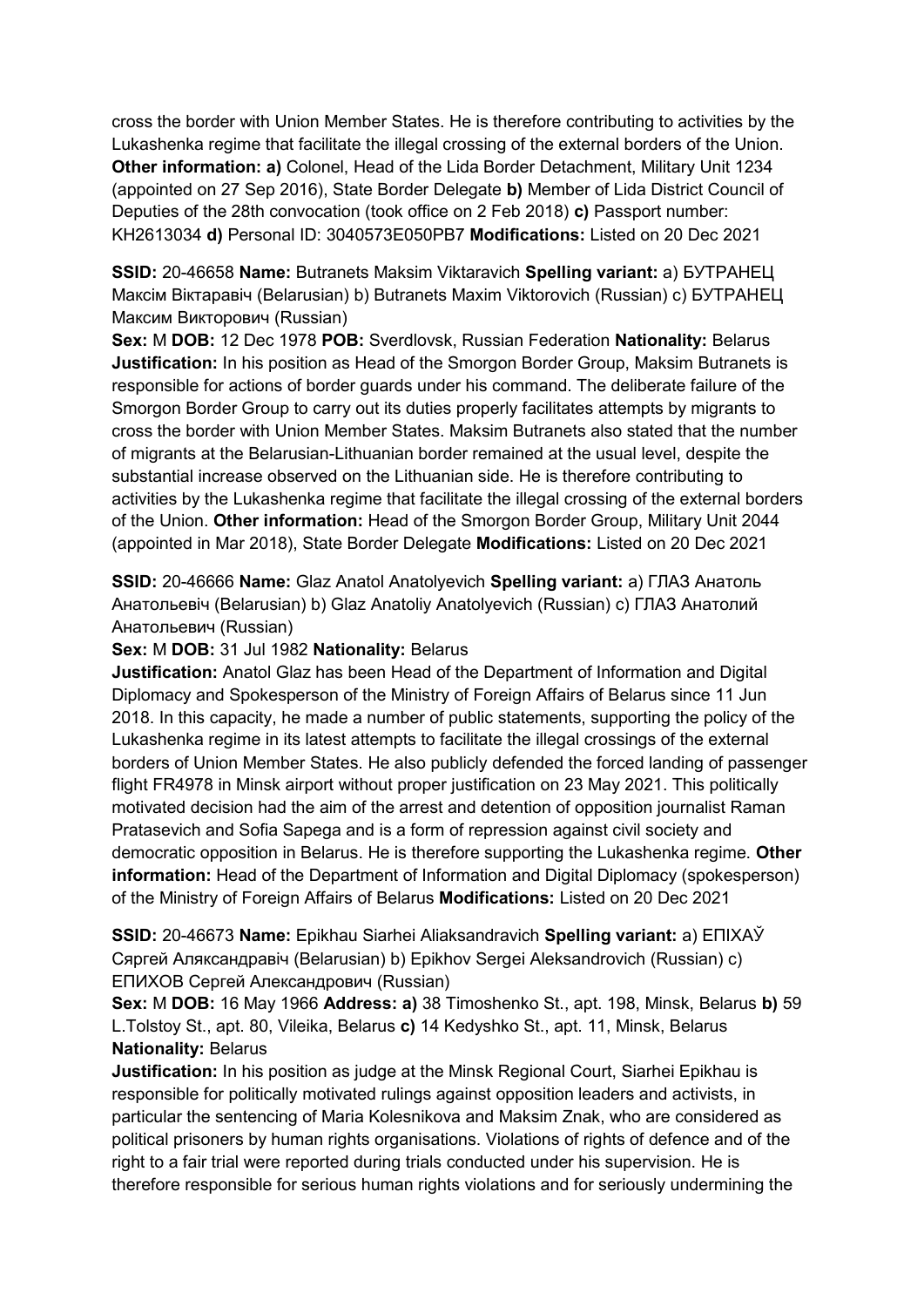cross the border with Union Member States. He is therefore contributing to activities by the Lukashenka regime that facilitate the illegal crossing of the external borders of the Union. **Other information: a)** Colonel, Head of the Lida Border Detachment, Military Unit 1234 (appointed on 27 Sep 2016), State Border Delegate **b)** Member of Lida District Council of Deputies of the 28th convocation (took office on 2 Feb 2018) **c)** Passport number: KH2613034 **d)** Personal ID: 3040573E050PB7 **Modifications:** Listed on 20 Dec 2021

**SSID:** 20-46658 **Name:** Butranets Maksim Viktaravich **Spelling variant:** a) БУТРАНЕЦ Максім Віктаравіч (Belarusian) b) Butranets Maxim Viktorovich (Russian) c) БУТРАНЕЦ Максим Викторович (Russian)
**Sex:** M **DOB:** 12 Dec 1978 **POB:** Sverdlovsk, Russian Federation **Nationality:** Belarus
**Justification:** In his position as Head of the Smorgon Border Group, Maksim Butranets is responsible for actions of border guards under his command. The deliberate failure of the Smorgon Border Group to carry out its duties properly facilitates attempts by migrants to cross the border with Union Member States. Maksim Butranets also stated that the number of migrants at the Belarusian-Lithuanian border remained at the usual level, despite the substantial increase observed on the Lithuanian side. He is therefore contributing to activities by the Lukashenka regime that facilitate the illegal crossing of the external borders of the Union. **Other information:** Head of the Smorgon Border Group, Military Unit 2044 (appointed in Mar 2018), State Border Delegate **Modifications:** Listed on 20 Dec 2021

**SSID:** 20-46666 **Name:** Glaz Anatol Anatolyevich **Spelling variant:** a) ГЛАЗ Анатоль Анатольевіч (Belarusian) b) Glaz Anatoliy Anatolyevich (Russian) c) ГЛАЗ Анатолий Анатольевич (Russian)
**Sex:** M **DOB:** 31 Jul 1982 **Nationality:** Belarus
**Justification:** Anatol Glaz has been Head of the Department of Information and Digital Diplomacy and Spokesperson of the Ministry of Foreign Affairs of Belarus since 11 Jun 2018. In this capacity, he made a number of public statements, supporting the policy of the Lukashenka regime in its latest attempts to facilitate the illegal crossings of the external borders of Union Member States. He also publicly defended the forced landing of passenger flight FR4978 in Minsk airport without proper justification on 23 May 2021. This politically motivated decision had the aim of the arrest and detention of opposition journalist Raman Pratasevich and Sofia Sapega and is a form of repression against civil society and democratic opposition in Belarus. He is therefore supporting the Lukashenka regime. **Other information:** Head of the Department of Information and Digital Diplomacy (spokesperson) of the Ministry of Foreign Affairs of Belarus **Modifications:** Listed on 20 Dec 2021

**SSID:** 20-46673 **Name:** Epikhau Siarhei Aliaksandravich **Spelling variant:** a) ЕПІХАЎ Сяргей Аляксандравіч (Belarusian) b) Epikhov Sergei Aleksandrovich (Russian) c) ЕПИХОВ Сергей Александрович (Russian)
**Sex:** M **DOB:** 16 May 1966 **Address: a)** 38 Timoshenko St., apt. 198, Minsk, Belarus **b)** 59 L.Tolstoy St., apt. 80, Vileika, Belarus **c)** 14 Kedyshko St., apt. 11, Minsk, Belarus
**Nationality:** Belarus
**Justification:** In his position as judge at the Minsk Regional Court, Siarhei Epikhau is responsible for politically motivated rulings against opposition leaders and activists, in particular the sentencing of Maria Kolesnikova and Maksim Znak, who are considered as political prisoners by human rights organisations. Violations of rights of defence and of the right to a fair trial were reported during trials conducted under his supervision. He is therefore responsible for serious human rights violations and for seriously undermining the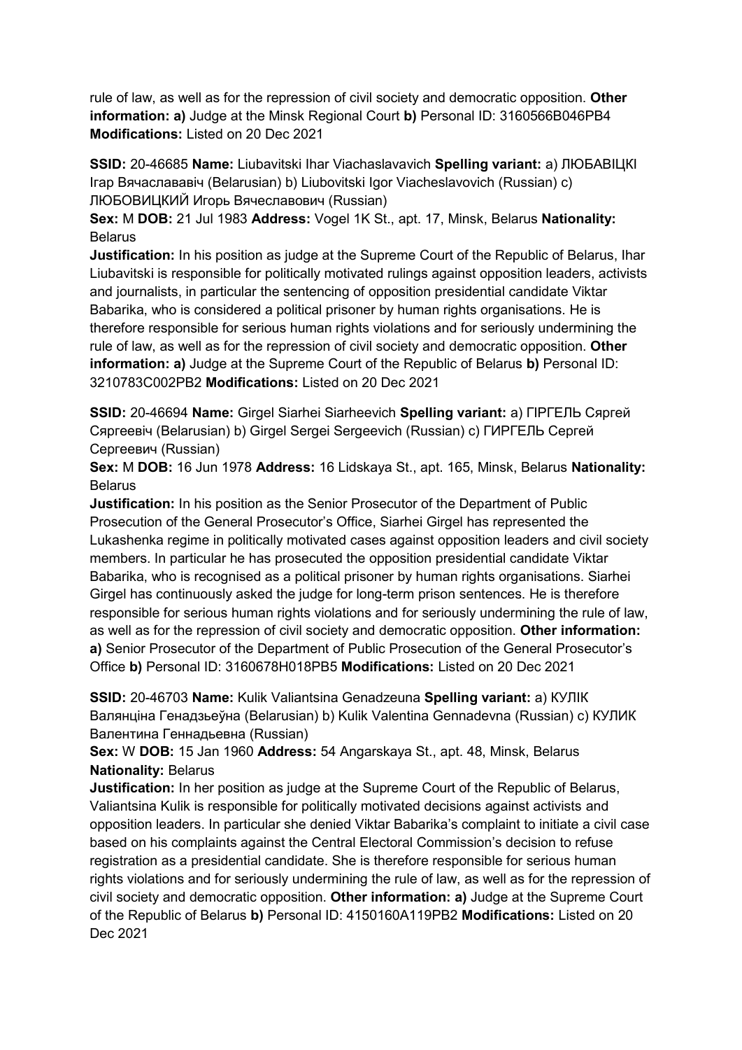rule of law, as well as for the repression of civil society and democratic opposition. **Other information: a)** Judge at the Minsk Regional Court **b)** Personal ID: 3160566B046PB4 **Modifications:** Listed on 20 Dec 2021

**SSID:** 20-46685 **Name:** Liubavitski Ihar Viachaslavavich **Spelling variant:** a) ЛЮБАВІЦКІ Ігар Вячаслававіч (Belarusian) b) Liubovitski Igor Viacheslavovich (Russian) c) ЛЮБОВИЦКИЙ Игорь Вячеславович (Russian)
**Sex:** M **DOB:** 21 Jul 1983 **Address:** Vogel 1K St., apt. 17, Minsk, Belarus **Nationality:** Belarus
**Justification:** In his position as judge at the Supreme Court of the Republic of Belarus, Ihar Liubavitski is responsible for politically motivated rulings against opposition leaders, activists and journalists, in particular the sentencing of opposition presidential candidate Viktar Babarika, who is considered a political prisoner by human rights organisations. He is therefore responsible for serious human rights violations and for seriously undermining the rule of law, as well as for the repression of civil society and democratic opposition. **Other information: a)** Judge at the Supreme Court of the Republic of Belarus **b)** Personal ID: 3210783C002PB2 **Modifications:** Listed on 20 Dec 2021

**SSID:** 20-46694 **Name:** Girgel Siarhei Siarheevich **Spelling variant:** a) ГІРГЕЛЬ Сяргей Сяргеевіч (Belarusian) b) Girgel Sergei Sergeevich (Russian) c) ГИРГЕЛЬ Сергей Сергеевич (Russian)
**Sex:** M **DOB:** 16 Jun 1978 **Address:** 16 Lidskaya St., apt. 165, Minsk, Belarus **Nationality:** Belarus
**Justification:** In his position as the Senior Prosecutor of the Department of Public Prosecution of the General Prosecutor's Office, Siarhei Girgel has represented the Lukashenka regime in politically motivated cases against opposition leaders and civil society members. In particular he has prosecuted the opposition presidential candidate Viktar Babarika, who is recognised as a political prisoner by human rights organisations. Siarhei Girgel has continuously asked the judge for long-term prison sentences. He is therefore responsible for serious human rights violations and for seriously undermining the rule of law, as well as for the repression of civil society and democratic opposition. **Other information: a)** Senior Prosecutor of the Department of Public Prosecution of the General Prosecutor's Office **b)** Personal ID: 3160678H018PB5 **Modifications:** Listed on 20 Dec 2021

**SSID:** 20-46703 **Name:** Kulik Valiantsina Genadzeuna **Spelling variant:** a) КУЛІК Валянціна Генадзьеўна (Belarusian) b) Kulik Valentina Gennadevna (Russian) c) КУЛИК Валентина Геннадьевна (Russian)
**Sex:** W **DOB:** 15 Jan 1960 **Address:** 54 Angarskaya St., apt. 48, Minsk, Belarus **Nationality:** Belarus
**Justification:** In her position as judge at the Supreme Court of the Republic of Belarus, Valiantsina Kulik is responsible for politically motivated decisions against activists and opposition leaders. In particular she denied Viktar Babarika's complaint to initiate a civil case based on his complaints against the Central Electoral Commission's decision to refuse registration as a presidential candidate. She is therefore responsible for serious human rights violations and for seriously undermining the rule of law, as well as for the repression of civil society and democratic opposition. **Other information: a)** Judge at the Supreme Court of the Republic of Belarus **b)** Personal ID: 4150160A119PB2 **Modifications:** Listed on 20 Dec 2021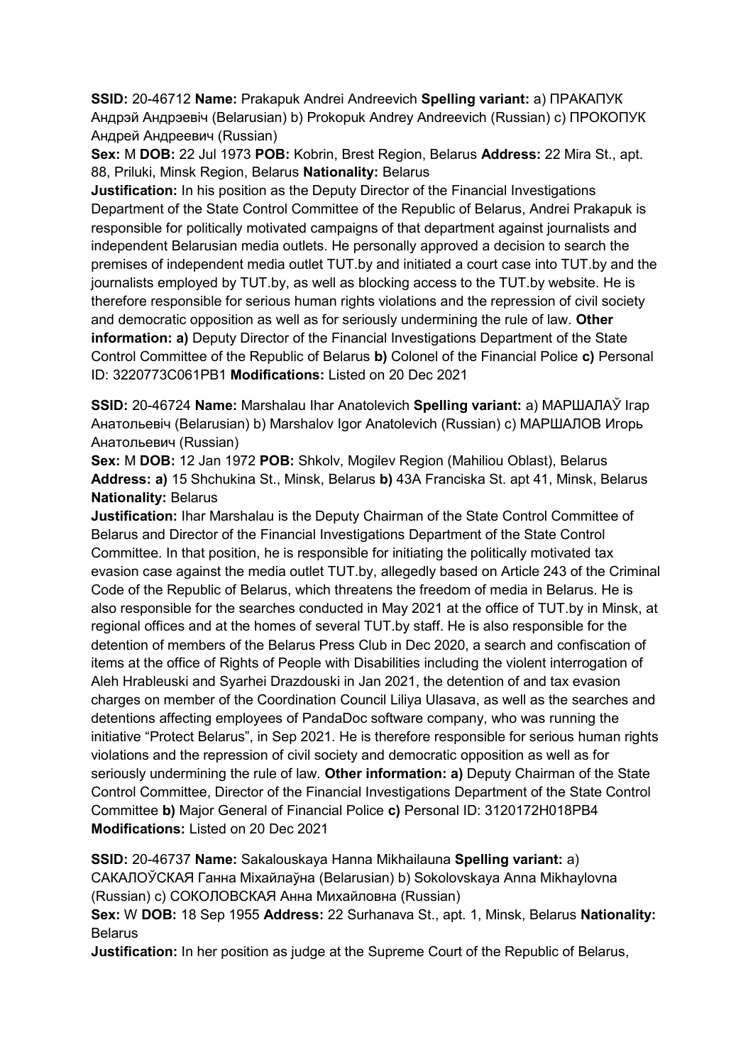**SSID:** 20-46712 **Name:** Prakapuk Andrei Andreevich **Spelling variant:** a) ПРАКАПУК Андрэй Андрэевіч (Belarusian) b) Prokopuk Andrey Andreevich (Russian) c) ПРОКОПУК Андрей Андреевич (Russian)
**Sex:** M **DOB:** 22 Jul 1973 **POB:** Kobrin, Brest Region, Belarus **Address:** 22 Mira St., apt. 88, Priluki, Minsk Region, Belarus **Nationality:** Belarus
**Justification:** In his position as the Deputy Director of the Financial Investigations Department of the State Control Committee of the Republic of Belarus, Andrei Prakapuk is responsible for politically motivated campaigns of that department against journalists and independent Belarusian media outlets. He personally approved a decision to search the premises of independent media outlet TUT.by and initiated a court case into TUT.by and the journalists employed by TUT.by, as well as blocking access to the TUT.by website. He is therefore responsible for serious human rights violations and the repression of civil society and democratic opposition as well as for seriously undermining the rule of law. **Other information: a)** Deputy Director of the Financial Investigations Department of the State Control Committee of the Republic of Belarus **b)** Colonel of the Financial Police **c)** Personal ID: 3220773C061PB1 **Modifications:** Listed on 20 Dec 2021

**SSID:** 20-46724 **Name:** Marshalau Ihar Anatolevich **Spelling variant:** a) МАРШАЛАЎ Ігар Анатольевіч (Belarusian) b) Marshalov Igor Anatolevich (Russian) c) МАРШАЛОВ Игорь Анатольевич (Russian)
**Sex:** M **DOB:** 12 Jan 1972 **POB:** Shkolv, Mogilev Region (Mahiliou Oblast), Belarus **Address: a)** 15 Shchukina St., Minsk, Belarus **b)** 43A Franciska St. apt 41, Minsk, Belarus **Nationality:** Belarus
**Justification:** Ihar Marshalau is the Deputy Chairman of the State Control Committee of Belarus and Director of the Financial Investigations Department of the State Control Committee. In that position, he is responsible for initiating the politically motivated tax evasion case against the media outlet TUT.by, allegedly based on Article 243 of the Criminal Code of the Republic of Belarus, which threatens the freedom of media in Belarus. He is also responsible for the searches conducted in May 2021 at the office of TUT.by in Minsk, at regional offices and at the homes of several TUT.by staff. He is also responsible for the detention of members of the Belarus Press Club in Dec 2020, a search and confiscation of items at the office of Rights of People with Disabilities including the violent interrogation of Aleh Hrableuski and Syarhei Drazdouski in Jan 2021, the detention of and tax evasion charges on member of the Coordination Council Liliya Ulasava, as well as the searches and detentions affecting employees of PandaDoc software company, who was running the initiative "Protect Belarus", in Sep 2021. He is therefore responsible for serious human rights violations and the repression of civil society and democratic opposition as well as for seriously undermining the rule of law. **Other information: a)** Deputy Chairman of the State Control Committee, Director of the Financial Investigations Department of the State Control Committee **b)** Major General of Financial Police **c)** Personal ID: 3120172H018PB4 **Modifications:** Listed on 20 Dec 2021

**SSID:** 20-46737 **Name:** Sakalouskaya Hanna Mikhailauna **Spelling variant:** a) САКАЛОЎСКАЯ Ганна Міхайлаўна (Belarusian) b) Sokolovskaya Anna Mikhaylovna (Russian) c) СОКОЛОВСКАЯ Анна Михайловна (Russian)
**Sex:** W **DOB:** 18 Sep 1955 **Address:** 22 Surhanava St., apt. 1, Minsk, Belarus **Nationality:** Belarus
**Justification:** In her position as judge at the Supreme Court of the Republic of Belarus,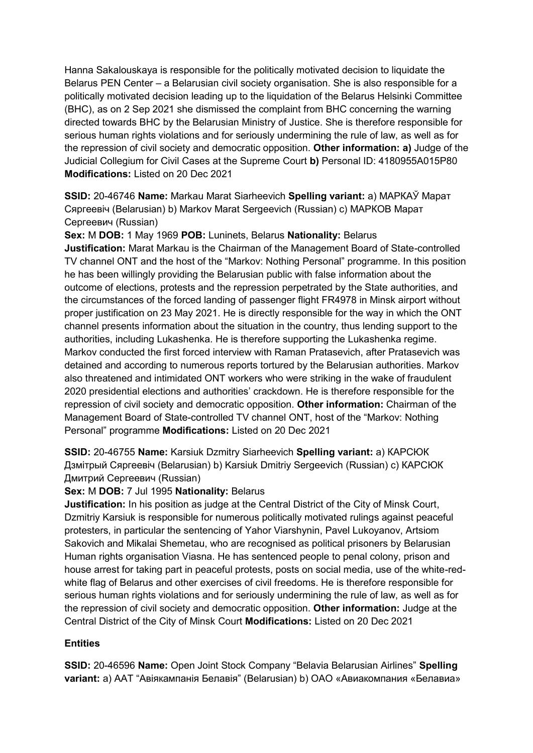Hanna Sakalouskaya is responsible for the politically motivated decision to liquidate the Belarus PEN Center – a Belarusian civil society organisation. She is also responsible for a politically motivated decision leading up to the liquidation of the Belarus Helsinki Committee (BHC), as on 2 Sep 2021 she dismissed the complaint from BHC concerning the warning directed towards BHC by the Belarusian Ministry of Justice. She is therefore responsible for serious human rights violations and for seriously undermining the rule of law, as well as for the repression of civil society and democratic opposition. **Other information: a)** Judge of the Judicial Collegium for Civil Cases at the Supreme Court **b)** Personal ID: 4180955A015P80 **Modifications:** Listed on 20 Dec 2021

**SSID:** 20-46746 **Name:** Markau Marat Siarheevich **Spelling variant:** a) МАРКАЎ Марат Сяргеевіч (Belarusian) b) Markov Marat Sergeevich (Russian) c) МАРКОВ Марат Сергеевич (Russian)

**Sex:** M **DOB:** 1 May 1969 **POB:** Luninets, Belarus **Nationality:** Belarus

**Justification:** Marat Markau is the Chairman of the Management Board of State-controlled TV channel ONT and the host of the "Markov: Nothing Personal" programme. In this position he has been willingly providing the Belarusian public with false information about the outcome of elections, protests and the repression perpetrated by the State authorities, and the circumstances of the forced landing of passenger flight FR4978 in Minsk airport without proper justification on 23 May 2021. He is directly responsible for the way in which the ONT channel presents information about the situation in the country, thus lending support to the authorities, including Lukashenka. He is therefore supporting the Lukashenka regime. Markov conducted the first forced interview with Raman Pratasevich, after Pratasevich was detained and according to numerous reports tortured by the Belarusian authorities. Markov also threatened and intimidated ONT workers who were striking in the wake of fraudulent 2020 presidential elections and authorities' crackdown. He is therefore responsible for the repression of civil society and democratic opposition. **Other information:** Chairman of the Management Board of State-controlled TV channel ONT, host of the "Markov: Nothing Personal" programme **Modifications:** Listed on 20 Dec 2021

**SSID:** 20-46755 **Name:** Karsiuk Dzmitry Siarheevich **Spelling variant:** a) КАРСЮК Дзмітрый Сяргеевіч (Belarusian) b) Karsiuk Dmitriy Sergeevich (Russian) c) КАРСЮК Дмитрий Сергеевич (Russian)

**Sex:** M **DOB:** 7 Jul 1995 **Nationality:** Belarus

**Justification:** In his position as judge at the Central District of the City of Minsk Court, Dzmitriy Karsiuk is responsible for numerous politically motivated rulings against peaceful protesters, in particular the sentencing of Yahor Viarshynin, Pavel Lukoyanov, Artsiom Sakovich and Mikalai Shemetau, who are recognised as political prisoners by Belarusian Human rights organisation Viasna. He has sentenced people to penal colony, prison and house arrest for taking part in peaceful protests, posts on social media, use of the white-red-white flag of Belarus and other exercises of civil freedoms. He is therefore responsible for serious human rights violations and for seriously undermining the rule of law, as well as for the repression of civil society and democratic opposition. **Other information:** Judge at the Central District of the City of Minsk Court **Modifications:** Listed on 20 Dec 2021

## Entities

**SSID:** 20-46596 **Name:** Open Joint Stock Company "Belavia Belarusian Airlines" **Spelling variant:** a) ААТ "Авіякампанія Белавія" (Belarusian) b) ОАО «Авиакомпания «Белавиа»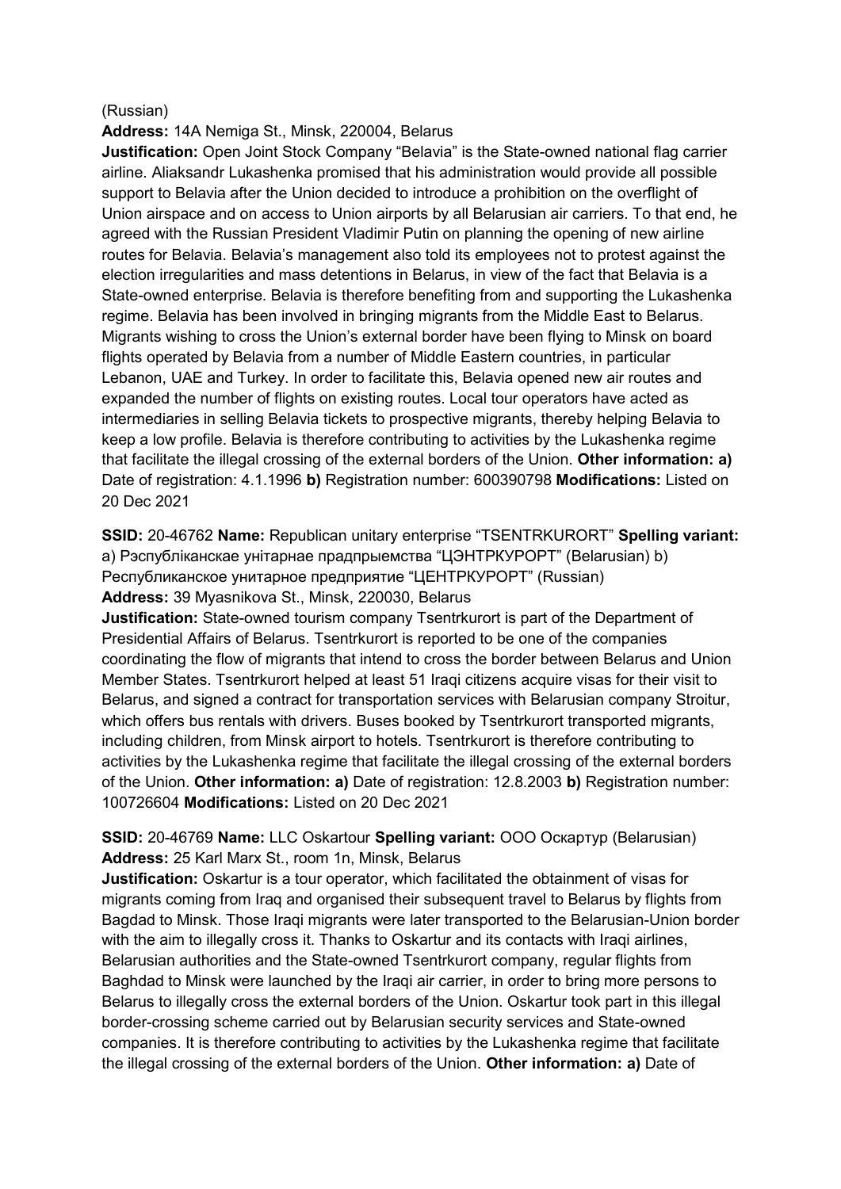(Russian)

**Address:** 14A Nemiga St., Minsk, 220004, Belarus

**Justification:** Open Joint Stock Company "Belavia" is the State-owned national flag carrier airline. Aliaksandr Lukashenka promised that his administration would provide all possible support to Belavia after the Union decided to introduce a prohibition on the overflight of Union airspace and on access to Union airports by all Belarusian air carriers. To that end, he agreed with the Russian President Vladimir Putin on planning the opening of new airline routes for Belavia. Belavia's management also told its employees not to protest against the election irregularities and mass detentions in Belarus, in view of the fact that Belavia is a State-owned enterprise. Belavia is therefore benefiting from and supporting the Lukashenka regime. Belavia has been involved in bringing migrants from the Middle East to Belarus. Migrants wishing to cross the Union's external border have been flying to Minsk on board flights operated by Belavia from a number of Middle Eastern countries, in particular Lebanon, UAE and Turkey. In order to facilitate this, Belavia opened new air routes and expanded the number of flights on existing routes. Local tour operators have acted as intermediaries in selling Belavia tickets to prospective migrants, thereby helping Belavia to keep a low profile. Belavia is therefore contributing to activities by the Lukashenka regime that facilitate the illegal crossing of the external borders of the Union. **Other information: a)** Date of registration: 4.1.1996 **b)** Registration number: 600390798 **Modifications:** Listed on 20 Dec 2021

**SSID:** 20-46762 **Name:** Republican unitary enterprise "TSENTRKURORT" **Spelling variant:** a) Рэспубліканскае унітарнае прадпрыемства "ЦЭНТРКУРОРТ" (Belarusian) b) Республиканское унитарное предприятие "ЦЕНТРКУРОРТ" (Russian)

**Address:** 39 Myasnikova St., Minsk, 220030, Belarus

**Justification:** State-owned tourism company Tsentrkurort is part of the Department of Presidential Affairs of Belarus. Tsentrkurort is reported to be one of the companies coordinating the flow of migrants that intend to cross the border between Belarus and Union Member States. Tsentrkurort helped at least 51 Iraqi citizens acquire visas for their visit to Belarus, and signed a contract for transportation services with Belarusian company Stroitur, which offers bus rentals with drivers. Buses booked by Tsentrkurort transported migrants, including children, from Minsk airport to hotels. Tsentrkurort is therefore contributing to activities by the Lukashenka regime that facilitate the illegal crossing of the external borders of the Union. **Other information: a)** Date of registration: 12.8.2003 **b)** Registration number: 100726604 **Modifications:** Listed on 20 Dec 2021

**SSID:** 20-46769 **Name:** LLC Oskartour **Spelling variant:** ООО Оскартур (Belarusian)

**Address:** 25 Karl Marx St., room 1n, Minsk, Belarus

**Justification:** Oskartur is a tour operator, which facilitated the obtainment of visas for migrants coming from Iraq and organised their subsequent travel to Belarus by flights from Bagdad to Minsk. Those Iraqi migrants were later transported to the Belarusian-Union border with the aim to illegally cross it. Thanks to Oskartur and its contacts with Iraqi airlines, Belarusian authorities and the State-owned Tsentrkurort company, regular flights from Baghdad to Minsk were launched by the Iraqi air carrier, in order to bring more persons to Belarus to illegally cross the external borders of the Union. Oskartur took part in this illegal border-crossing scheme carried out by Belarusian security services and State-owned companies. It is therefore contributing to activities by the Lukashenka regime that facilitate the illegal crossing of the external borders of the Union. **Other information: a)** Date of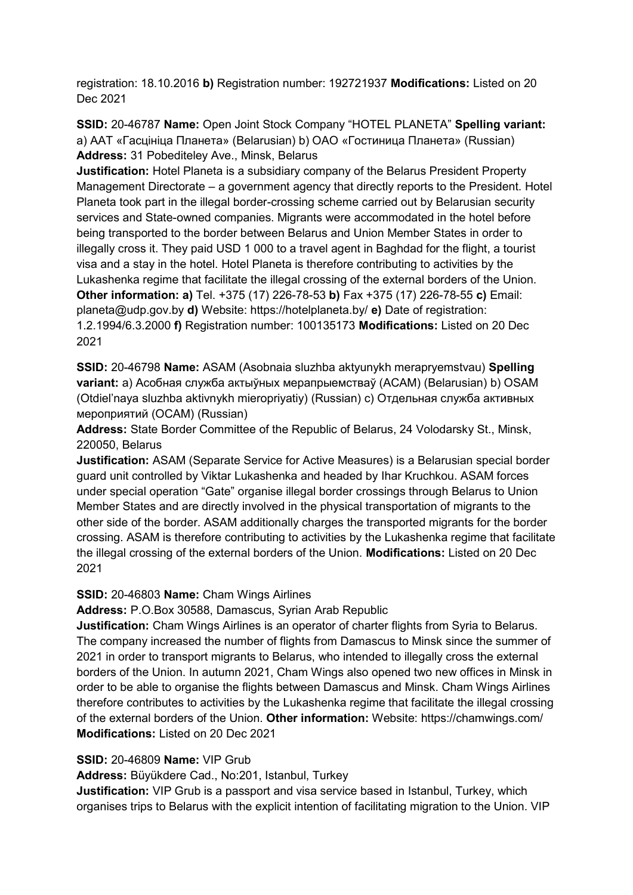registration: 18.10.2016 **b)** Registration number: 192721937 **Modifications:** Listed on 20 Dec 2021

**SSID:** 20-46787 **Name:** Open Joint Stock Company "HOTEL PLANETA" **Spelling variant:** a) ААТ «Гасцініца Планета» (Belarusian) b) ОАО «Гостиница Планета» (Russian) **Address:** 31 Pobediteley Ave., Minsk, Belarus

**Justification:** Hotel Planeta is a subsidiary company of the Belarus President Property Management Directorate – a government agency that directly reports to the President. Hotel Planeta took part in the illegal border-crossing scheme carried out by Belarusian security services and State-owned companies. Migrants were accommodated in the hotel before being transported to the border between Belarus and Union Member States in order to illegally cross it. They paid USD 1 000 to a travel agent in Baghdad for the flight, a tourist visa and a stay in the hotel. Hotel Planeta is therefore contributing to activities by the Lukashenka regime that facilitate the illegal crossing of the external borders of the Union. **Other information: a)** Tel. +375 (17) 226-78-53 **b)** Fax +375 (17) 226-78-55 **c)** Email: planeta@udp.gov.by **d)** Website: https://hotelplaneta.by/ **e)** Date of registration: 1.2.1994/6.3.2000 **f)** Registration number: 100135173 **Modifications:** Listed on 20 Dec 2021

**SSID:** 20-46798 **Name:** ASAM (Asobnaia sluzhba aktyunykh merapryemstvau) **Spelling variant:** a) Асобная служба актыўных мерапрыемстваў (АСАМ) (Belarusian) b) OSAM (Otdiel'naya sluzhba aktivnykh mieropriyatiy) (Russian) c) Отдельная служба активных мероприятий (ОСАМ) (Russian)

**Address:** State Border Committee of the Republic of Belarus, 24 Volodarsky St., Minsk, 220050, Belarus

**Justification:** ASAM (Separate Service for Active Measures) is a Belarusian special border guard unit controlled by Viktar Lukashenka and headed by Ihar Kruchkou. ASAM forces under special operation "Gate" organise illegal border crossings through Belarus to Union Member States and are directly involved in the physical transportation of migrants to the other side of the border. ASAM additionally charges the transported migrants for the border crossing. ASAM is therefore contributing to activities by the Lukashenka regime that facilitate the illegal crossing of the external borders of the Union. **Modifications:** Listed on 20 Dec 2021

**SSID:** 20-46803 **Name:** Cham Wings Airlines

**Address:** P.O.Box 30588, Damascus, Syrian Arab Republic

**Justification:** Cham Wings Airlines is an operator of charter flights from Syria to Belarus. The company increased the number of flights from Damascus to Minsk since the summer of 2021 in order to transport migrants to Belarus, who intended to illegally cross the external borders of the Union. In autumn 2021, Cham Wings also opened two new offices in Minsk in order to be able to organise the flights between Damascus and Minsk. Cham Wings Airlines therefore contributes to activities by the Lukashenka regime that facilitate the illegal crossing of the external borders of the Union. **Other information:** Website: https://chamwings.com/ **Modifications:** Listed on 20 Dec 2021

**SSID:** 20-46809 **Name:** VIP Grub

**Address:** Büyükdere Cad., No:201, Istanbul, Turkey

**Justification:** VIP Grub is a passport and visa service based in Istanbul, Turkey, which organises trips to Belarus with the explicit intention of facilitating migration to the Union. VIP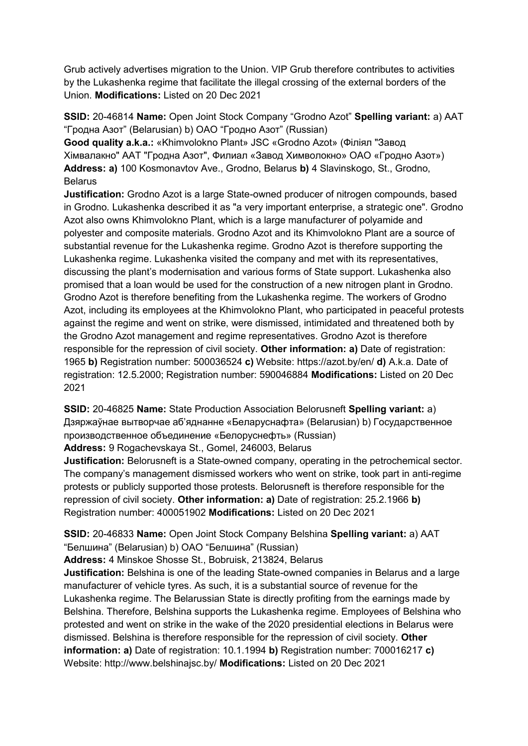Grub actively advertises migration to the Union. VIP Grub therefore contributes to activities by the Lukashenka regime that facilitate the illegal crossing of the external borders of the Union. **Modifications:** Listed on 20 Dec 2021

**SSID:** 20-46814 **Name:** Open Joint Stock Company "Grodno Azot" **Spelling variant:** a) ААТ "Гродна Азот" (Belarusian) b) ОАО "Гродно Азот" (Russian)
**Good quality a.k.a.:** «Khimvolokno Plant» JSC «Grodno Azot» (Філіял "Завод Хімвалакно" ААТ "Гродна Азот", Филиал «Завод Химволокно» ОАО «Гродно Азот»)
**Address: a)** 100 Kosmonavtov Ave., Grodno, Belarus **b)** 4 Slavinskogo, St., Grodno, Belarus
**Justification:** Grodno Azot is a large State-owned producer of nitrogen compounds, based in Grodno. Lukashenka described it as "a very important enterprise, a strategic one". Grodno Azot also owns Khimvolokno Plant, which is a large manufacturer of polyamide and polyester and composite materials. Grodno Azot and its Khimvolokno Plant are a source of substantial revenue for the Lukashenka regime. Grodno Azot is therefore supporting the Lukashenka regime. Lukashenka visited the company and met with its representatives, discussing the plant's modernisation and various forms of State support. Lukashenka also promised that a loan would be used for the construction of a new nitrogen plant in Grodno. Grodno Azot is therefore benefiting from the Lukashenka regime. The workers of Grodno Azot, including its employees at the Khimvolokno Plant, who participated in peaceful protests against the regime and went on strike, were dismissed, intimidated and threatened both by the Grodno Azot management and regime representatives. Grodno Azot is therefore responsible for the repression of civil society. **Other information: a)** Date of registration: 1965 **b)** Registration number: 500036524 **c)** Website: https://azot.by/en/ **d)** A.k.a. Date of registration: 12.5.2000; Registration number: 590046884 **Modifications:** Listed on 20 Dec 2021

**SSID:** 20-46825 **Name:** State Production Association Belorusneft **Spelling variant:** a) Дзяржаўнае вытворчае аб'яднанне «Беларуснафта» (Belarusian) b) Государственное производственное объединение «Белоруснефть» (Russian)
**Address:** 9 Rogachevskaya St., Gomel, 246003, Belarus
**Justification:** Belorusneft is a State-owned company, operating in the petrochemical sector. The company's management dismissed workers who went on strike, took part in anti-regime protests or publicly supported those protests. Belorusneft is therefore responsible for the repression of civil society. **Other information: a)** Date of registration: 25.2.1966 **b)** Registration number: 400051902 **Modifications:** Listed on 20 Dec 2021

**SSID:** 20-46833 **Name:** Open Joint Stock Company Belshina **Spelling variant:** a) ААТ "Белшина" (Belarusian) b) ОАО "Белшина" (Russian)
**Address:** 4 Minskoe Shosse St., Bobruisk, 213824, Belarus
**Justification:** Belshina is one of the leading State-owned companies in Belarus and a large manufacturer of vehicle tyres. As such, it is a substantial source of revenue for the Lukashenka regime. The Belarussian State is directly profiting from the earnings made by Belshina. Therefore, Belshina supports the Lukashenka regime. Employees of Belshina who protested and went on strike in the wake of the 2020 presidential elections in Belarus were dismissed. Belshina is therefore responsible for the repression of civil society. **Other information: a)** Date of registration: 10.1.1994 **b)** Registration number: 700016217 **c)** Website: http://www.belshinajsc.by/ **Modifications:** Listed on 20 Dec 2021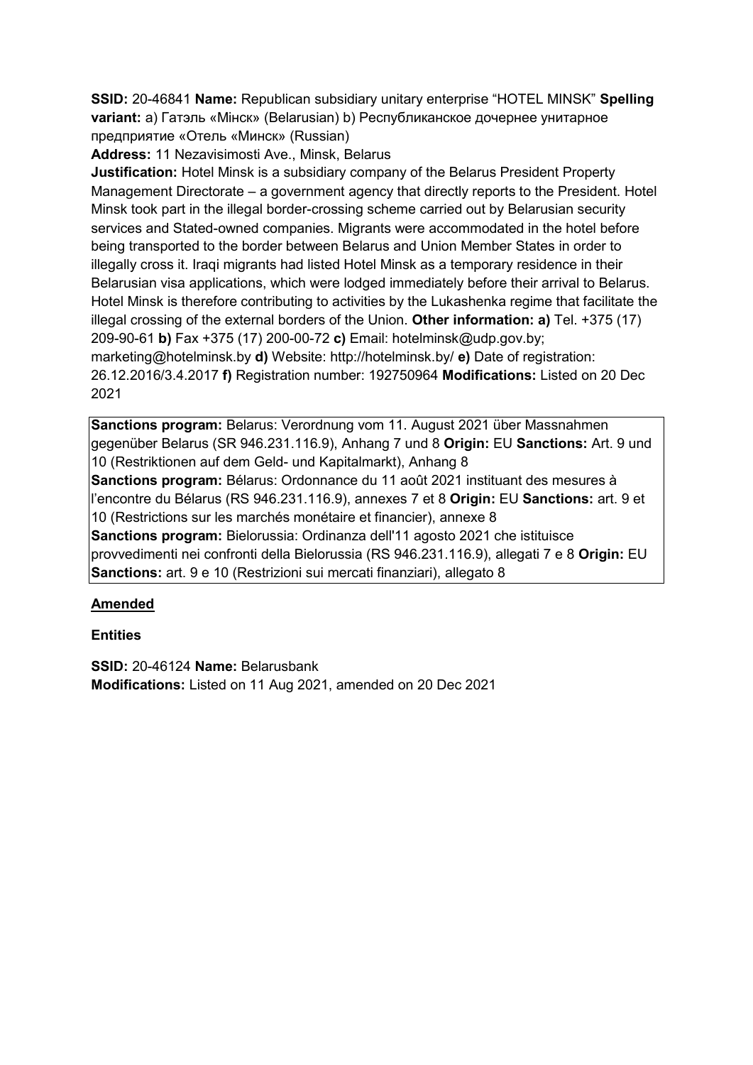**SSID:** 20-46841 **Name:** Republican subsidiary unitary enterprise "HOTEL MINSK" **Spelling variant:** a) Гатэль «Мінск» (Belarusian) b) Республиканское дочернее унитарное предприятие «Отель «Минск» (Russian)
**Address:** 11 Nezavisimosti Ave., Minsk, Belarus
**Justification:** Hotel Minsk is a subsidiary company of the Belarus President Property Management Directorate – a government agency that directly reports to the President. Hotel Minsk took part in the illegal border-crossing scheme carried out by Belarusian security services and Stated-owned companies. Migrants were accommodated in the hotel before being transported to the border between Belarus and Union Member States in order to illegally cross it. Iraqi migrants had listed Hotel Minsk as a temporary residence in their Belarusian visa applications, which were lodged immediately before their arrival to Belarus. Hotel Minsk is therefore contributing to activities by the Lukashenka regime that facilitate the illegal crossing of the external borders of the Union. **Other information: a)** Tel. +375 (17) 209-90-61 **b)** Fax +375 (17) 200-00-72 **c)** Email: hotelminsk@udp.gov.by; marketing@hotelminsk.by **d)** Website: http://hotelminsk.by/ **e)** Date of registration: 26.12.2016/3.4.2017 **f)** Registration number: 192750964 **Modifications:** Listed on 20 Dec 2021

**Sanctions program:** Belarus: Verordnung vom 11. August 2021 über Massnahmen gegenüber Belarus (SR 946.231.116.9), Anhang 7 und 8 **Origin:** EU **Sanctions:** Art. 9 und 10 (Restriktionen auf dem Geld- und Kapitalmarkt), Anhang 8
**Sanctions program:** Bélarus: Ordonnance du 11 août 2021 instituant des mesures à l'encontre du Bélarus (RS 946.231.116.9), annexes 7 et 8 **Origin:** EU **Sanctions:** art. 9 et 10 (Restrictions sur les marchés monétaire et financier), annexe 8
**Sanctions program:** Bielorussia: Ordinanza dell'11 agosto 2021 che istituisce provvedimenti nei confronti della Bielorussia (RS 946.231.116.9), allegati 7 e 8 **Origin:** EU **Sanctions:** art. 9 e 10 (Restrizioni sui mercati finanziari), allegato 8

## Amended

### Entities

**SSID:** 20-46124 **Name:** Belarusbank
**Modifications:** Listed on 11 Aug 2021, amended on 20 Dec 2021